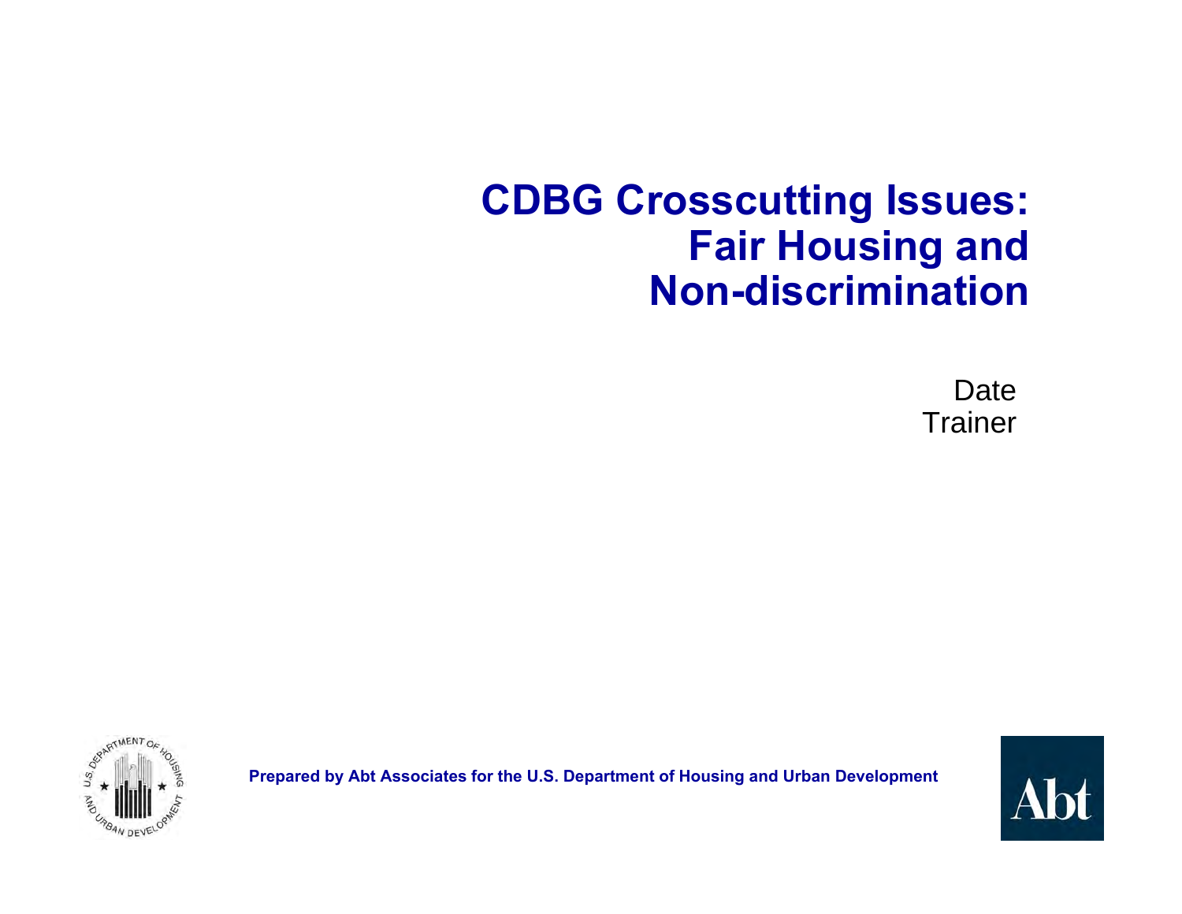# CDBG Crosscutting Issues: Fair Housing and Non-discrimination

Date
Trainer

**Prepared by Abt Associates for the U.S. Department of Housing and Urban Development**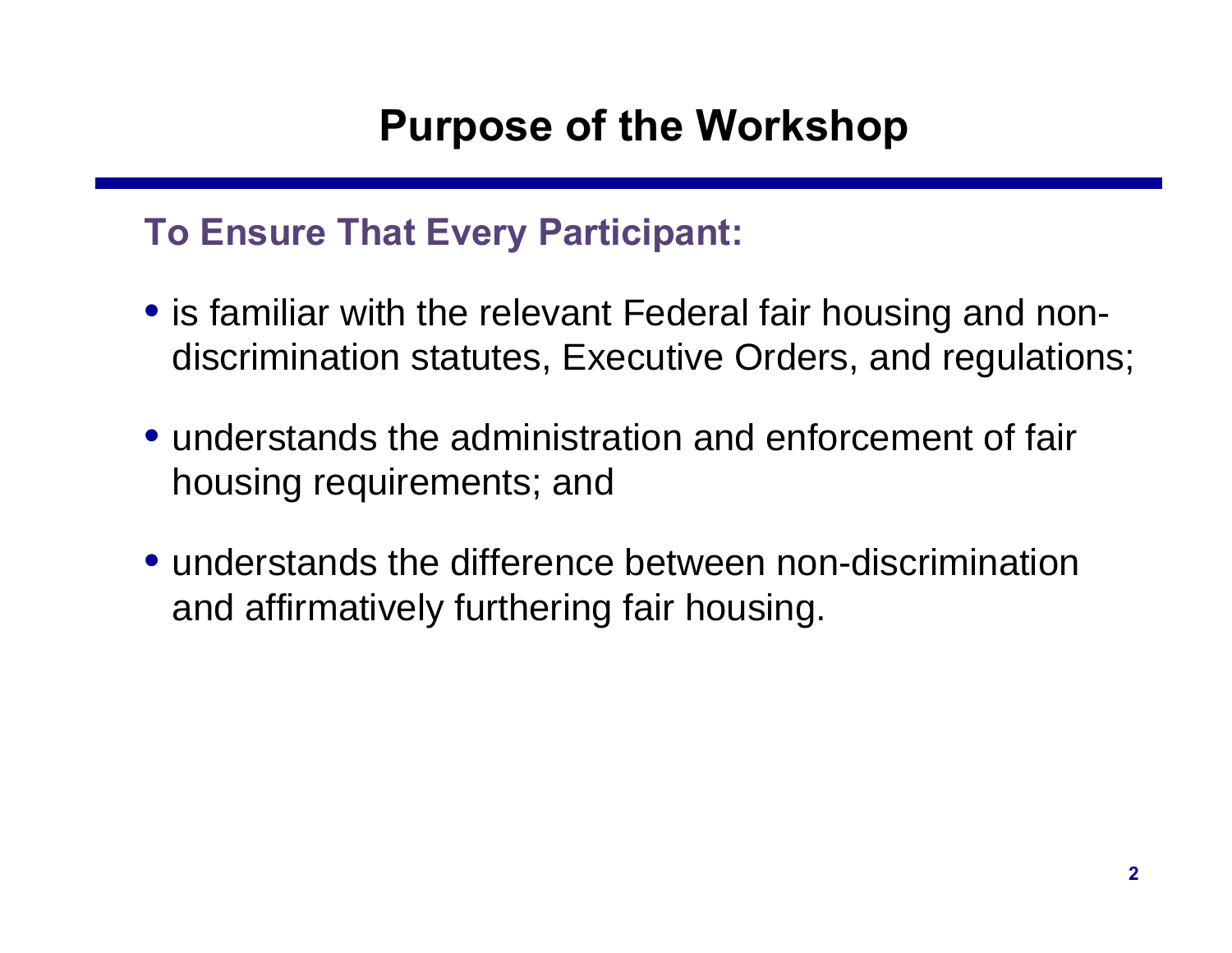# Purpose of the Workshop

## To Ensure That Every Participant:

- is familiar with the relevant Federal fair housing and non-discrimination statutes, Executive Orders, and regulations;
- understands the administration and enforcement of fair housing requirements; and
- understands the difference between non-discrimination and affirmatively furthering fair housing.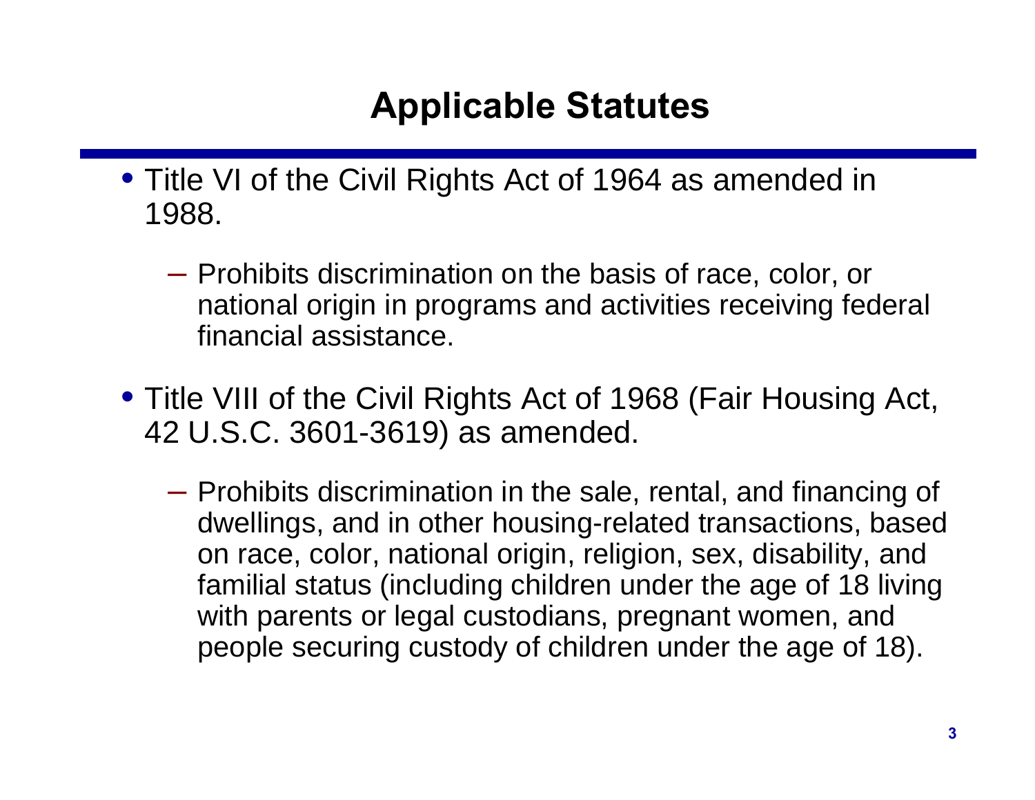# Applicable Statutes

- Title VI of the Civil Rights Act of 1964 as amended in 1988.
  - Prohibits discrimination on the basis of race, color, or national origin in programs and activities receiving federal financial assistance.
- Title VIII of the Civil Rights Act of 1968 (Fair Housing Act, 42 U.S.C. 3601-3619) as amended.
  - Prohibits discrimination in the sale, rental, and financing of dwellings, and in other housing-related transactions, based on race, color, national origin, religion, sex, disability, and familial status (including children under the age of 18 living with parents or legal custodians, pregnant women, and people securing custody of children under the age of 18).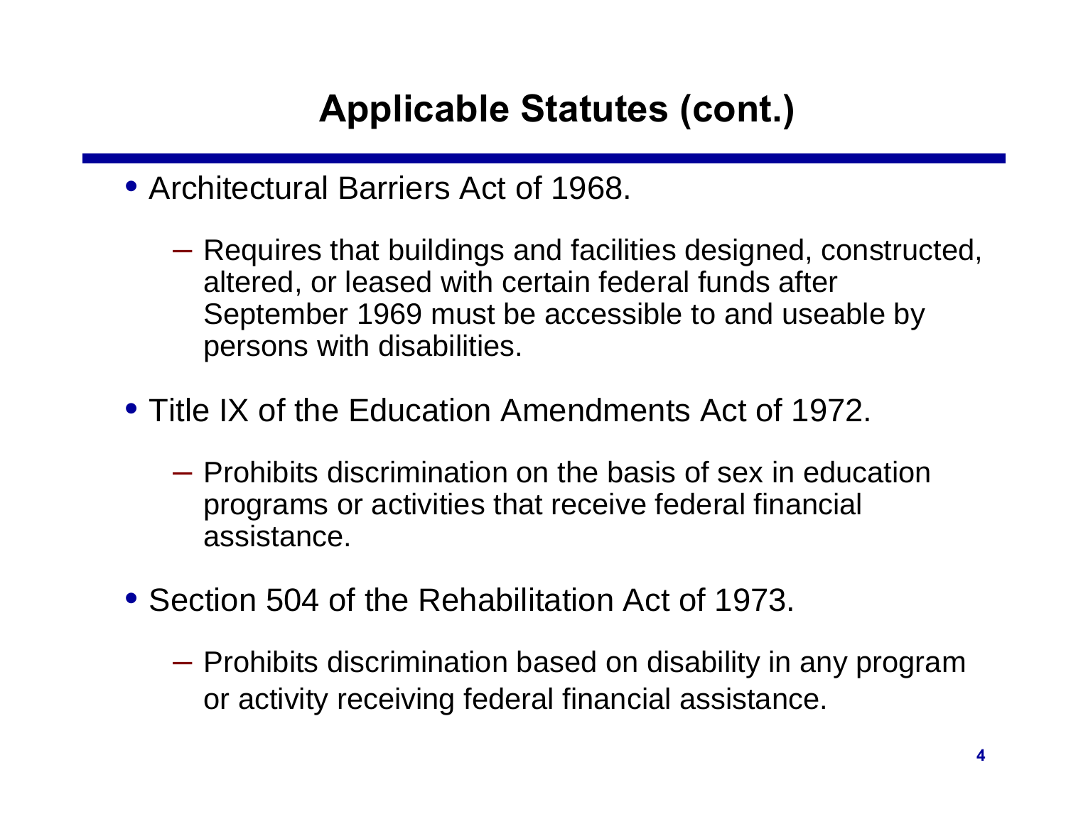# Applicable Statutes (cont.)

- Architectural Barriers Act of 1968.
  - Requires that buildings and facilities designed, constructed, altered, or leased with certain federal funds after September 1969 must be accessible to and useable by persons with disabilities.
- Title IX of the Education Amendments Act of 1972.
  - Prohibits discrimination on the basis of sex in education programs or activities that receive federal financial assistance.
- Section 504 of the Rehabilitation Act of 1973.
  - Prohibits discrimination based on disability in any program or activity receiving federal financial assistance.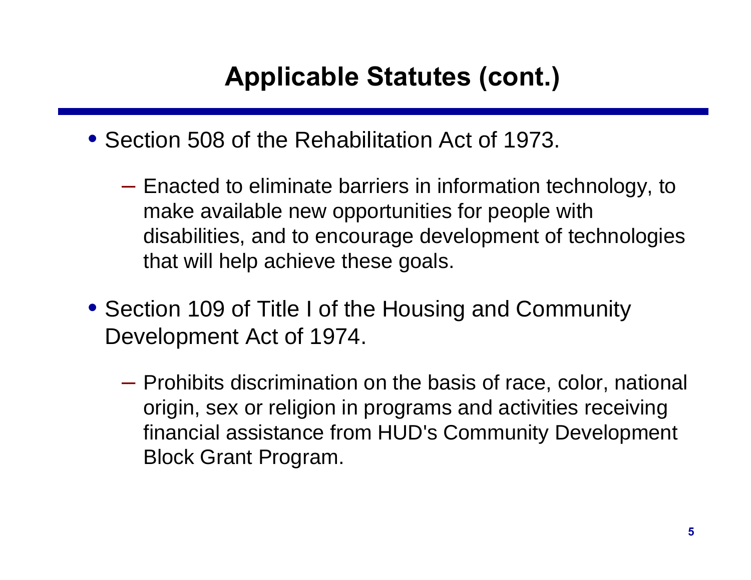# Applicable Statutes (cont.)

- Section 508 of the Rehabilitation Act of 1973.
  - Enacted to eliminate barriers in information technology, to make available new opportunities for people with disabilities, and to encourage development of technologies that will help achieve these goals.
- Section 109 of Title I of the Housing and Community Development Act of 1974.
  - Prohibits discrimination on the basis of race, color, national origin, sex or religion in programs and activities receiving financial assistance from HUD's Community Development Block Grant Program.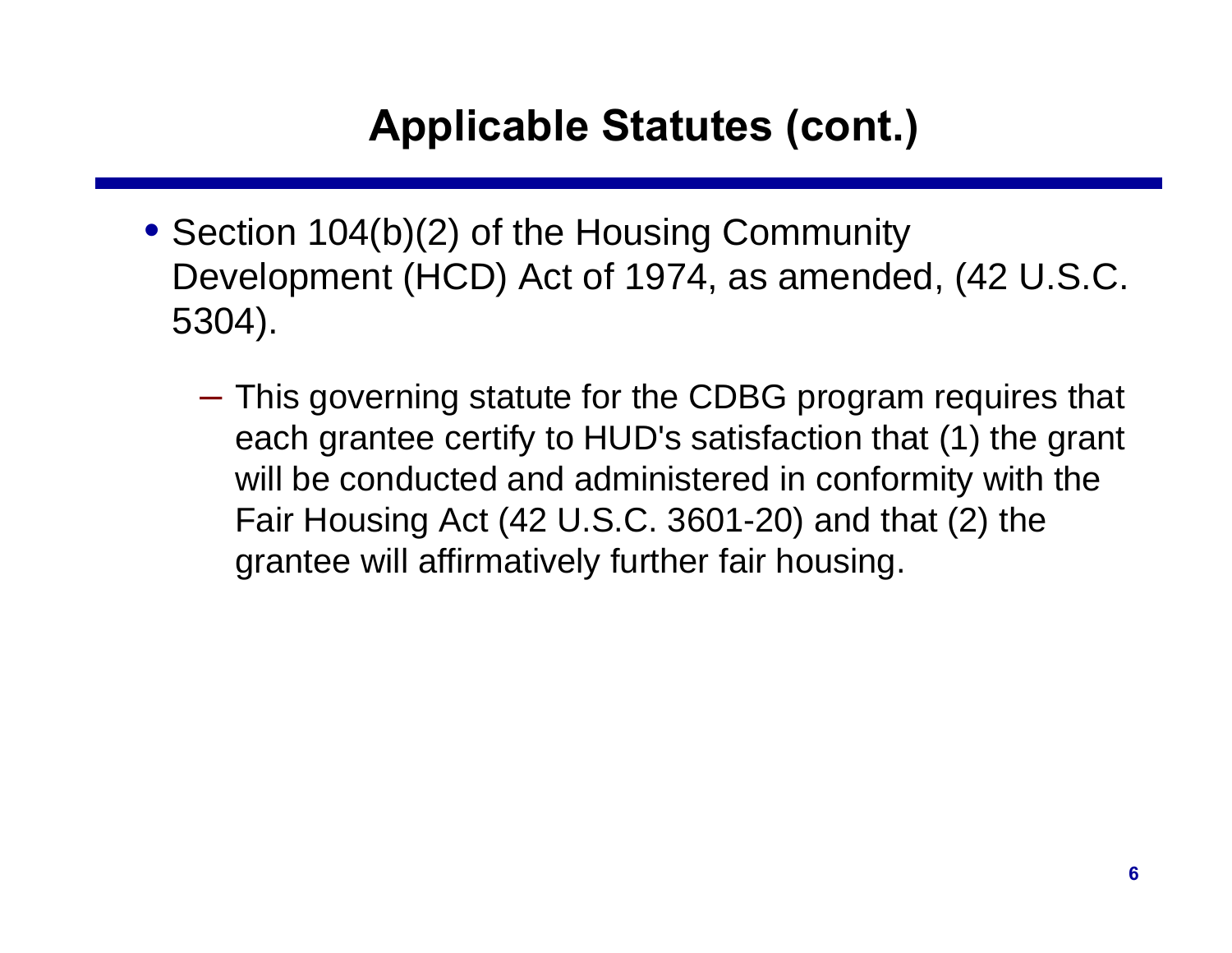# Applicable Statutes (cont.)

- Section 104(b)(2) of the Housing Community Development (HCD) Act of 1974, as amended, (42 U.S.C. 5304).
  - This governing statute for the CDBG program requires that each grantee certify to HUD's satisfaction that (1) the grant will be conducted and administered in conformity with the Fair Housing Act (42 U.S.C. 3601-20) and that (2) the grantee will affirmatively further fair housing.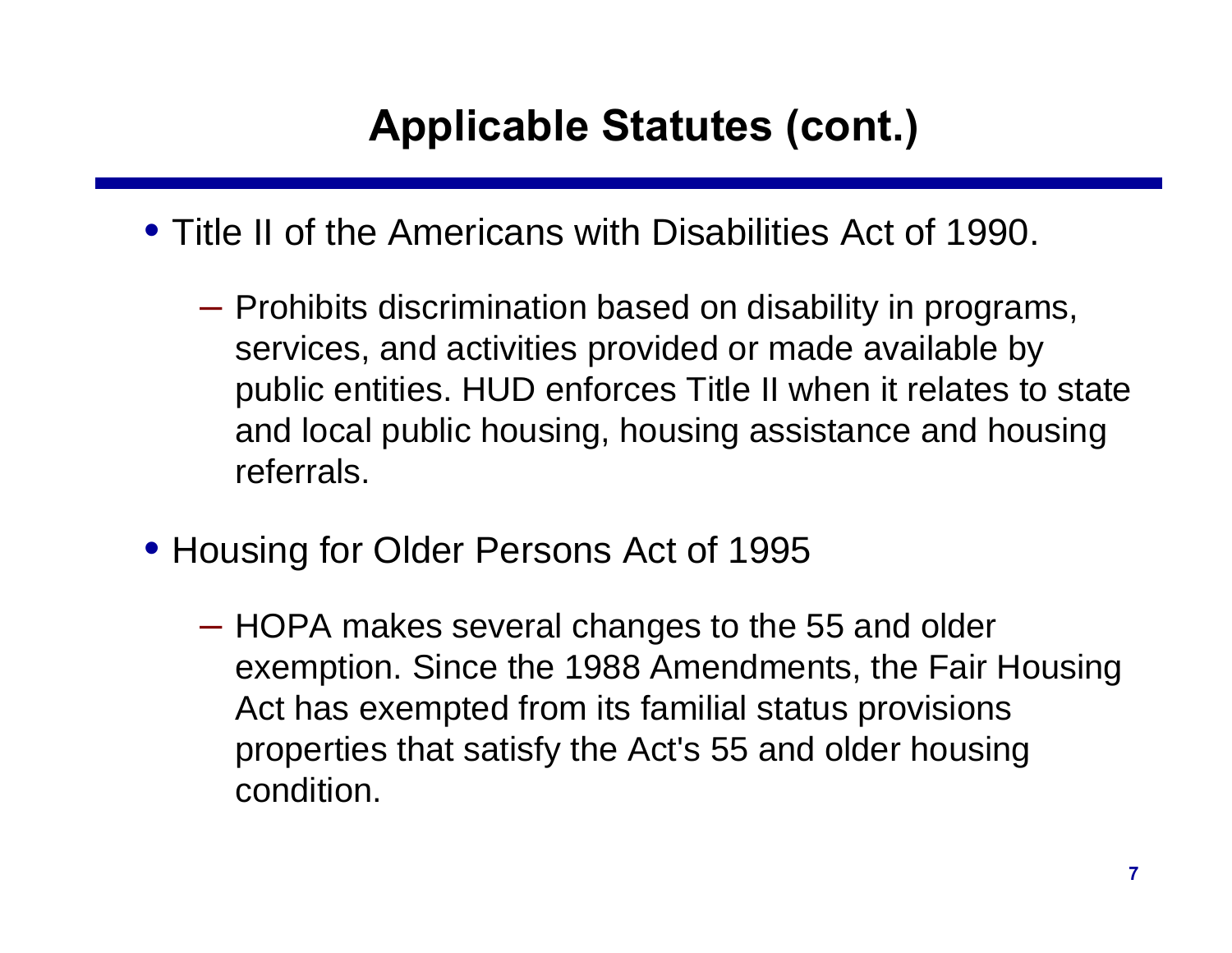# Applicable Statutes (cont.)

- Title II of the Americans with Disabilities Act of 1990.
  - Prohibits discrimination based on disability in programs, services, and activities provided or made available by public entities. HUD enforces Title II when it relates to state and local public housing, housing assistance and housing referrals.
- Housing for Older Persons Act of 1995
  - HOPA makes several changes to the 55 and older exemption. Since the 1988 Amendments, the Fair Housing Act has exempted from its familial status provisions properties that satisfy the Act's 55 and older housing condition.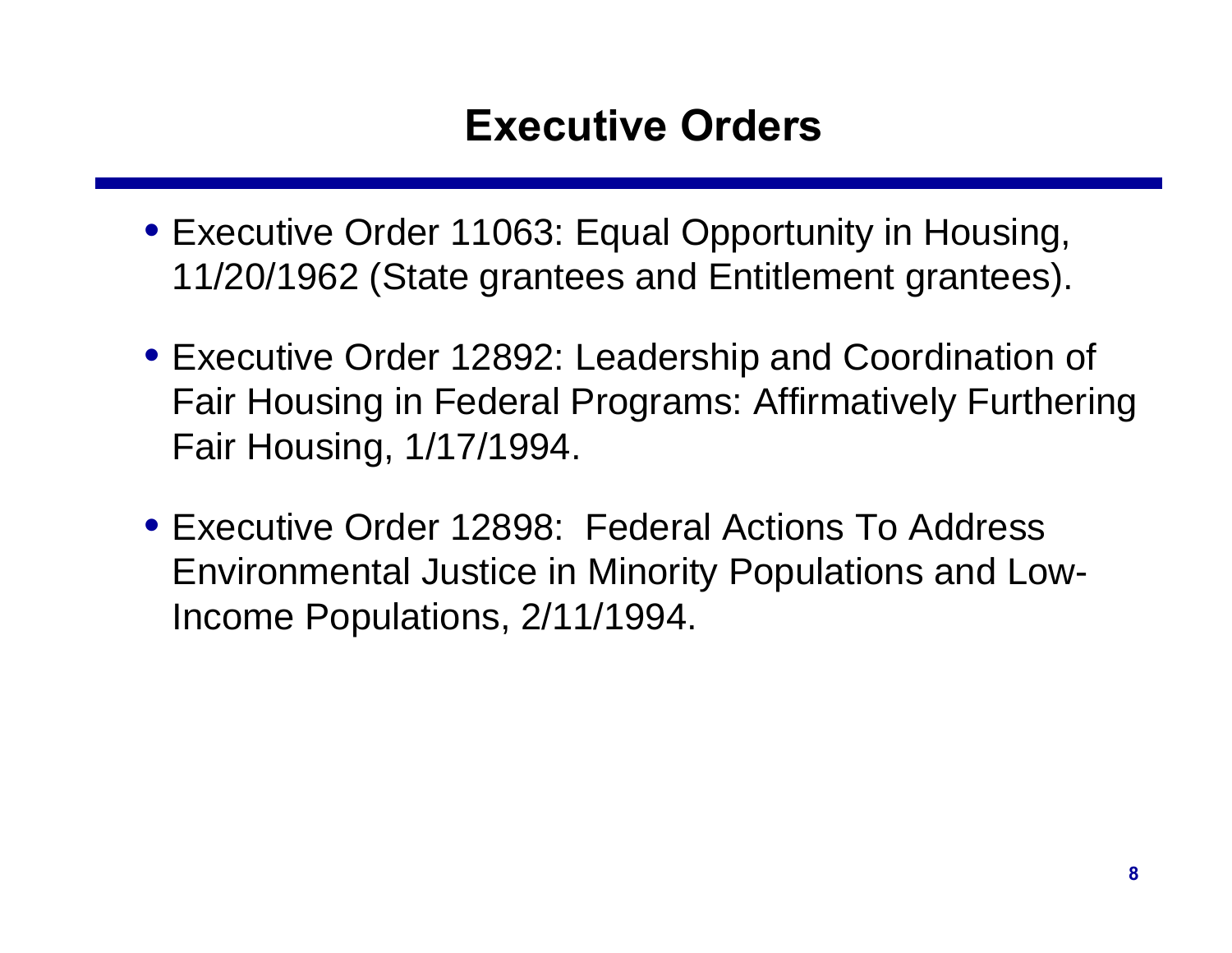# Executive Orders

- Executive Order 11063: Equal Opportunity in Housing, 11/20/1962 (State grantees and Entitlement grantees).
- Executive Order 12892: Leadership and Coordination of Fair Housing in Federal Programs: Affirmatively Furthering Fair Housing, 1/17/1994.
- Executive Order 12898: Federal Actions To Address Environmental Justice in Minority Populations and Low-Income Populations, 2/11/1994.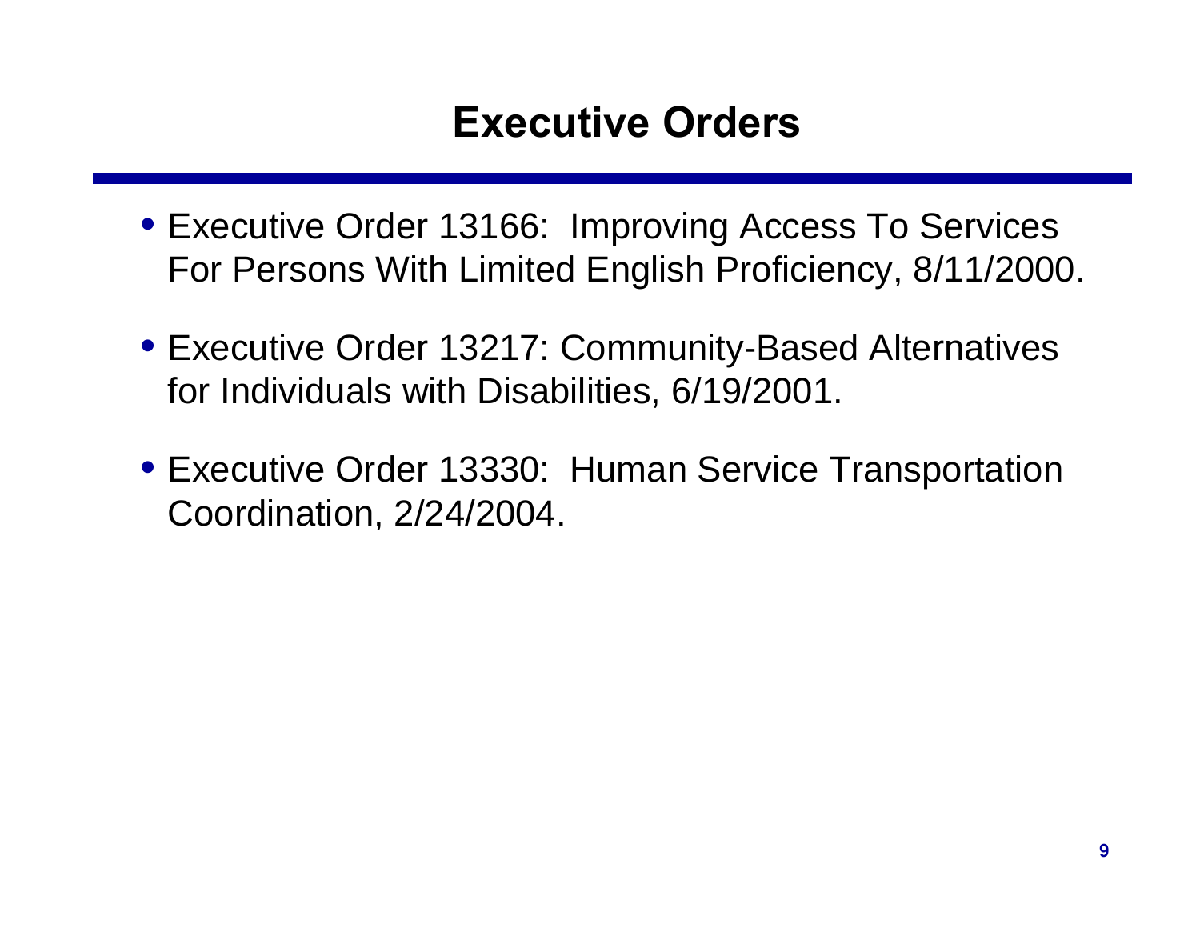# Executive Orders

- Executive Order 13166:  Improving Access To Services For Persons With Limited English Proficiency, 8/11/2000.
- Executive Order 13217: Community-Based Alternatives for Individuals with Disabilities, 6/19/2001.
- Executive Order 13330:  Human Service Transportation Coordination, 2/24/2004.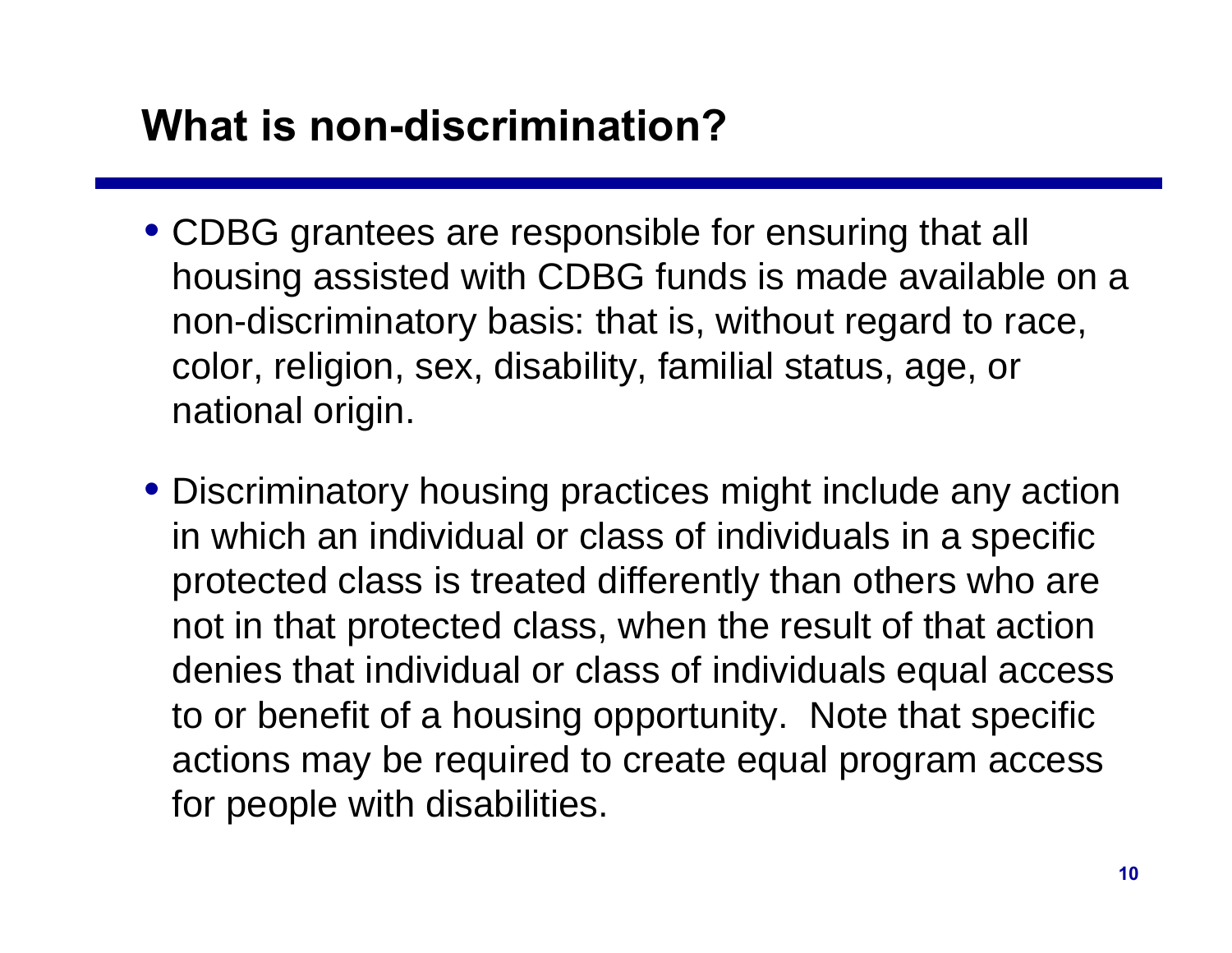## What is non-discrimination?

- CDBG grantees are responsible for ensuring that all housing assisted with CDBG funds is made available on a non-discriminatory basis: that is, without regard to race, color, religion, sex, disability, familial status, age, or national origin.
- Discriminatory housing practices might include any action in which an individual or class of individuals in a specific protected class is treated differently than others who are not in that protected class, when the result of that action denies that individual or class of individuals equal access to or benefit of a housing opportunity. Note that specific actions may be required to create equal program access for people with disabilities.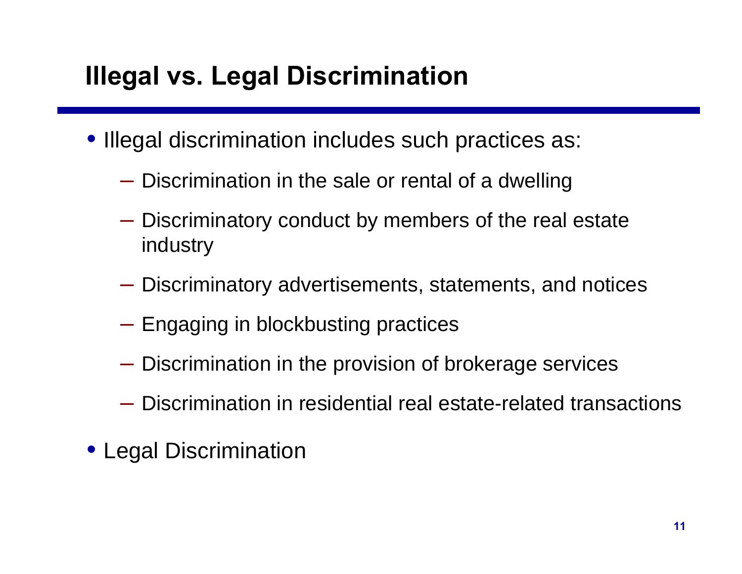# Illegal vs. Legal Discrimination

- Illegal discrimination includes such practices as:
  - Discrimination in the sale or rental of a dwelling
  - Discriminatory conduct by members of the real estate industry
  - Discriminatory advertisements, statements, and notices
  - Engaging in blockbusting practices
  - Discrimination in the provision of brokerage services
  - Discrimination in residential real estate-related transactions
- Legal Discrimination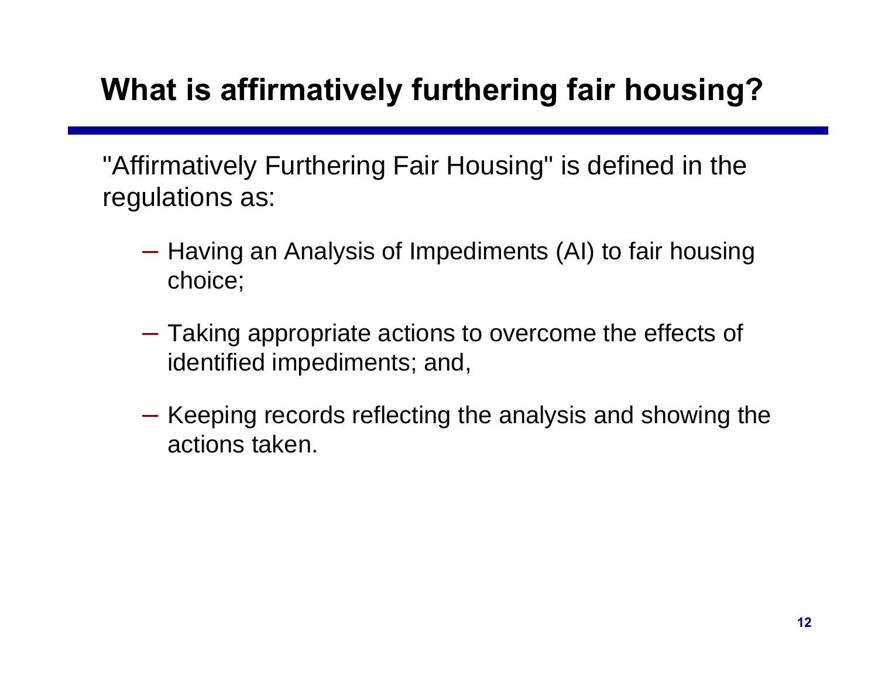# What is affirmatively furthering fair housing?

"Affirmatively Furthering Fair Housing" is defined in the regulations as:

- Having an Analysis of Impediments (AI) to fair housing choice;
- Taking appropriate actions to overcome the effects of identified impediments; and,
- Keeping records reflecting the analysis and showing the actions taken.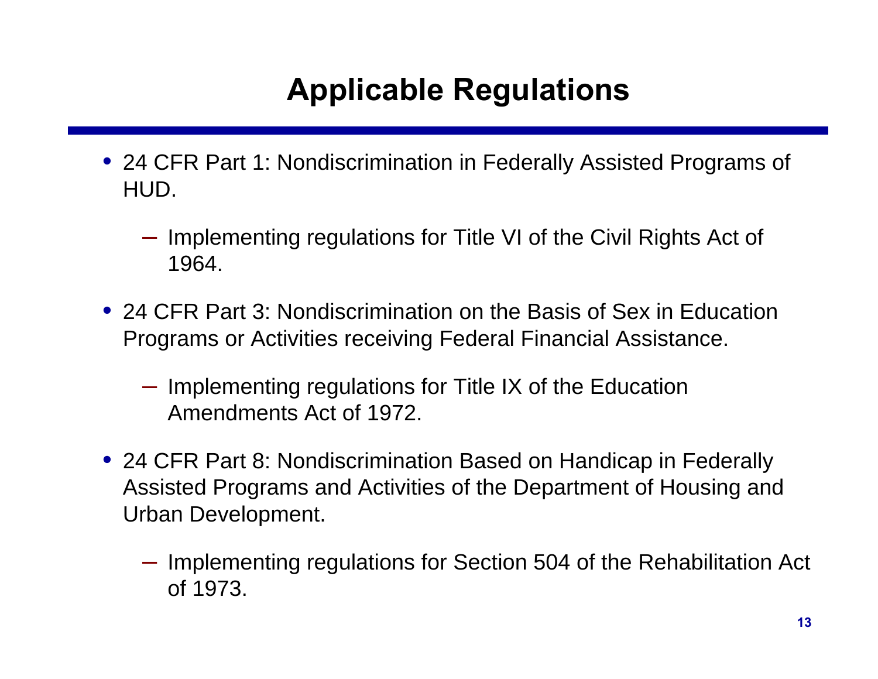# Applicable Regulations

- 24 CFR Part 1: Nondiscrimination in Federally Assisted Programs of HUD.
  - Implementing regulations for Title VI of the Civil Rights Act of 1964.
- 24 CFR Part 3: Nondiscrimination on the Basis of Sex in Education Programs or Activities receiving Federal Financial Assistance.
  - Implementing regulations for Title IX of the Education Amendments Act of 1972.
- 24 CFR Part 8: Nondiscrimination Based on Handicap in Federally Assisted Programs and Activities of the Department of Housing and Urban Development.
  - Implementing regulations for Section 504 of the Rehabilitation Act of 1973.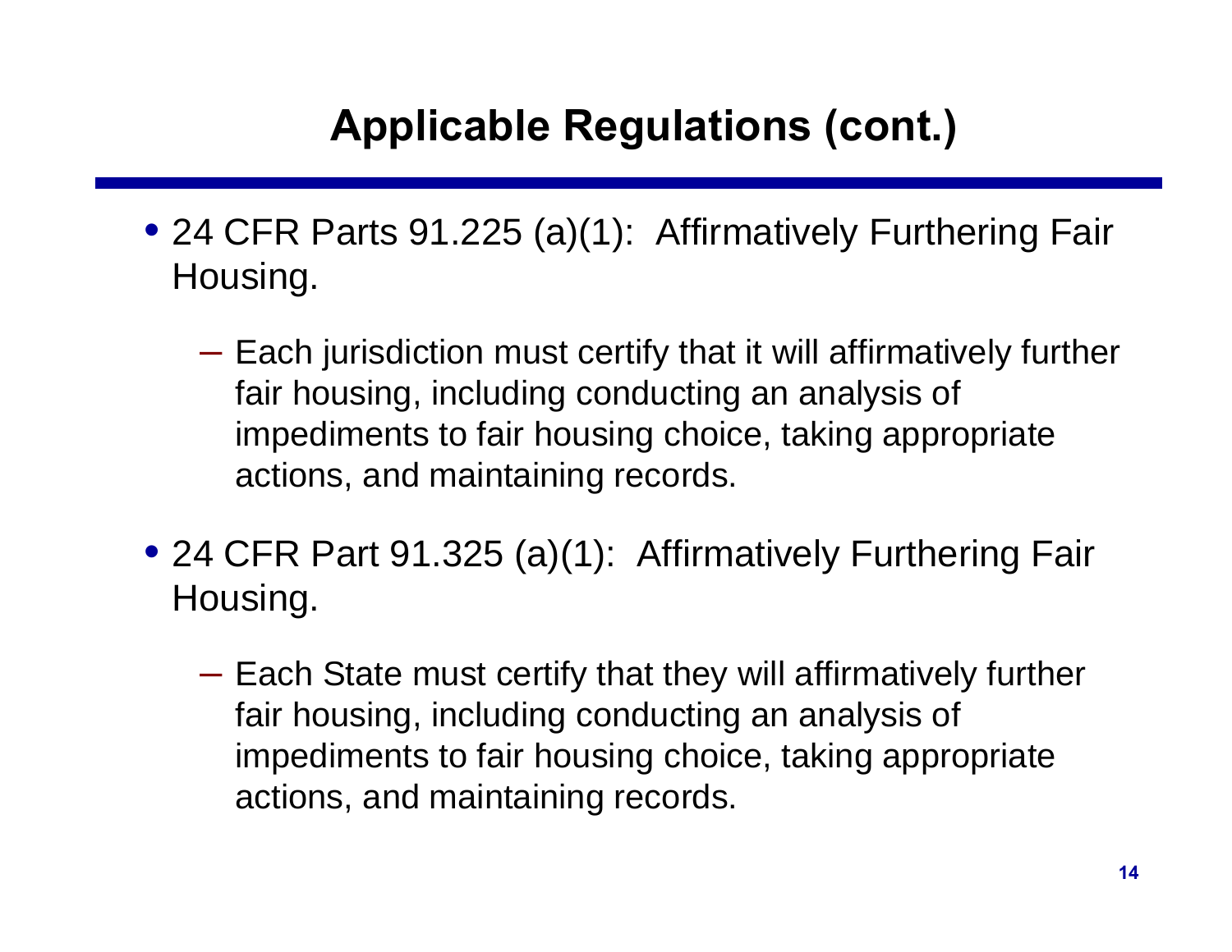## Applicable Regulations (cont.)

- 24 CFR Parts 91.225 (a)(1): Affirmatively Furthering Fair Housing.
  - Each jurisdiction must certify that it will affirmatively further fair housing, including conducting an analysis of impediments to fair housing choice, taking appropriate actions, and maintaining records.
- 24 CFR Part 91.325 (a)(1): Affirmatively Furthering Fair Housing.
  - Each State must certify that they will affirmatively further fair housing, including conducting an analysis of impediments to fair housing choice, taking appropriate actions, and maintaining records.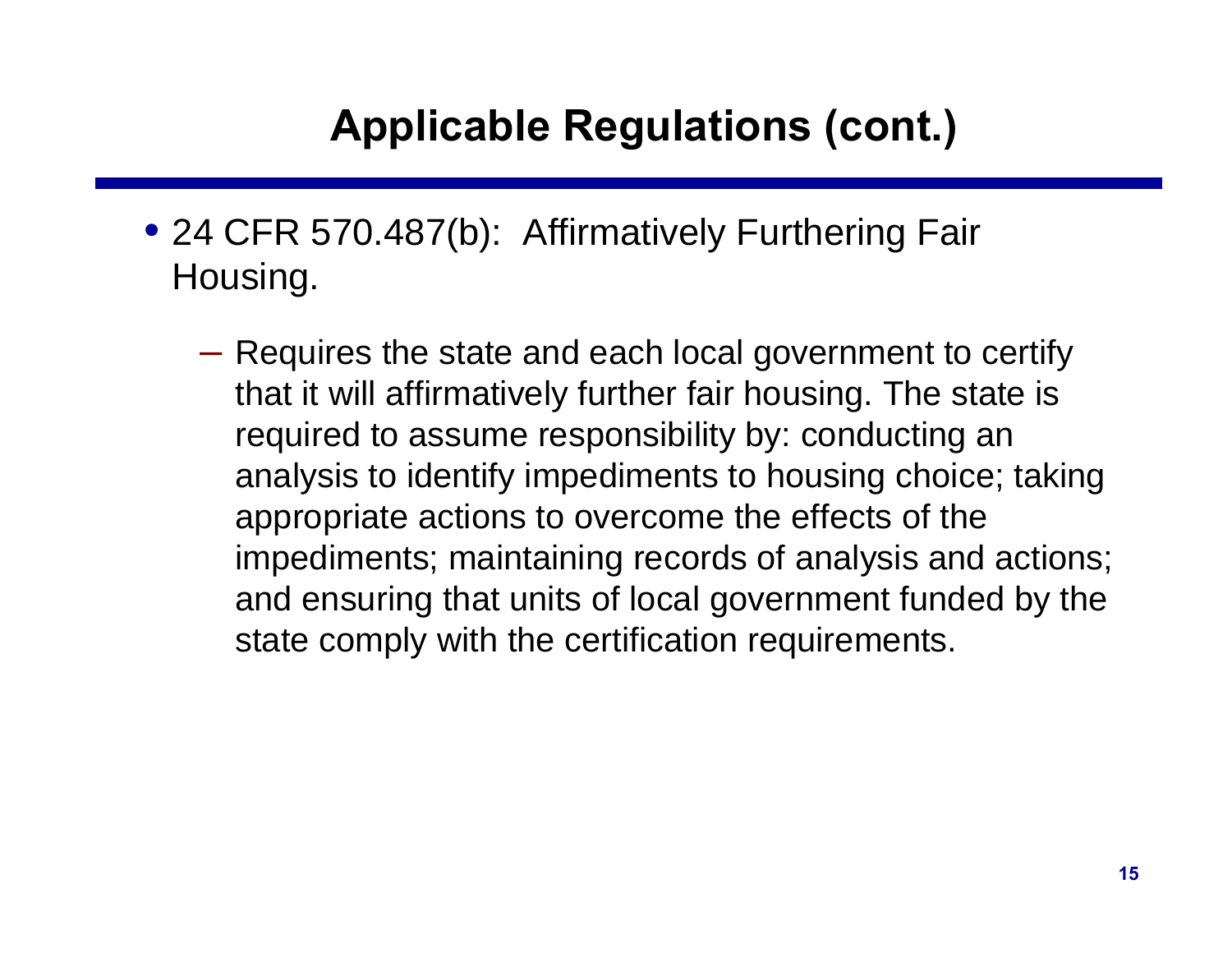# Applicable Regulations (cont.)

- 24 CFR 570.487(b): Affirmatively Furthering Fair Housing.
  - Requires the state and each local government to certify that it will affirmatively further fair housing. The state is required to assume responsibility by: conducting an analysis to identify impediments to housing choice; taking appropriate actions to overcome the effects of the impediments; maintaining records of analysis and actions; and ensuring that units of local government funded by the state comply with the certification requirements.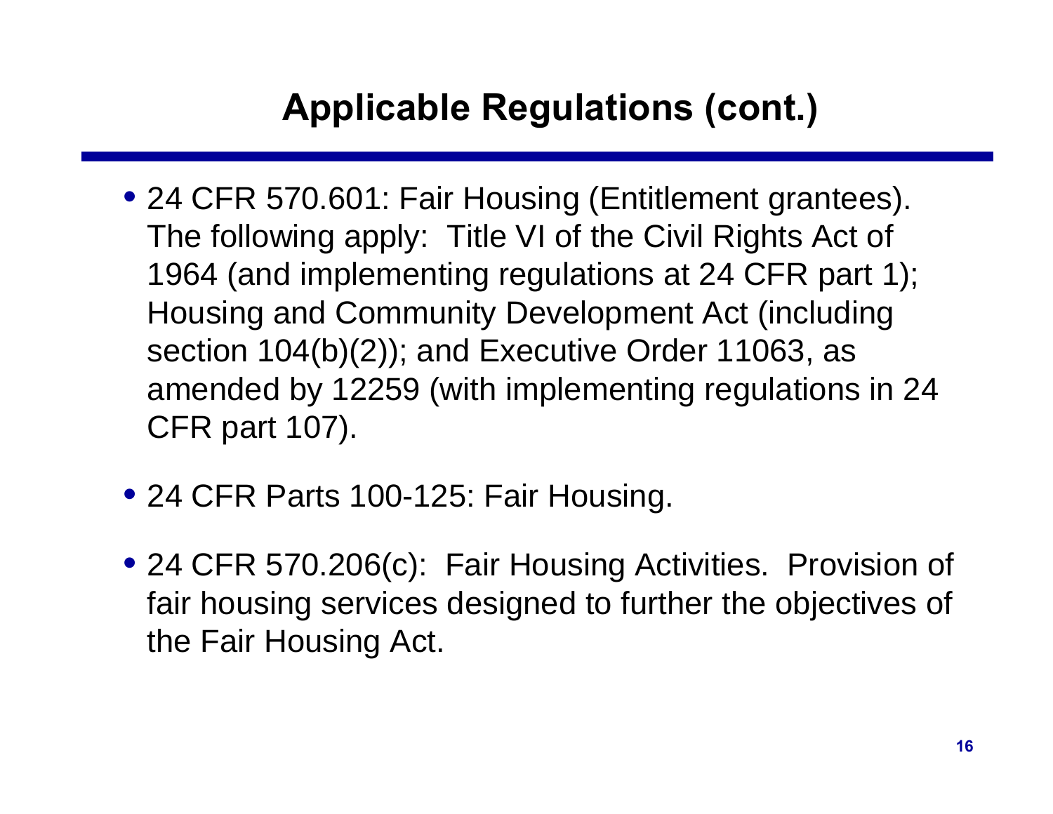## Applicable Regulations (cont.)

- 24 CFR 570.601: Fair Housing (Entitlement grantees). The following apply: Title VI of the Civil Rights Act of 1964 (and implementing regulations at 24 CFR part 1); Housing and Community Development Act (including section 104(b)(2)); and Executive Order 11063, as amended by 12259 (with implementing regulations in 24 CFR part 107).
- 24 CFR Parts 100-125: Fair Housing.
- 24 CFR 570.206(c): Fair Housing Activities. Provision of fair housing services designed to further the objectives of the Fair Housing Act.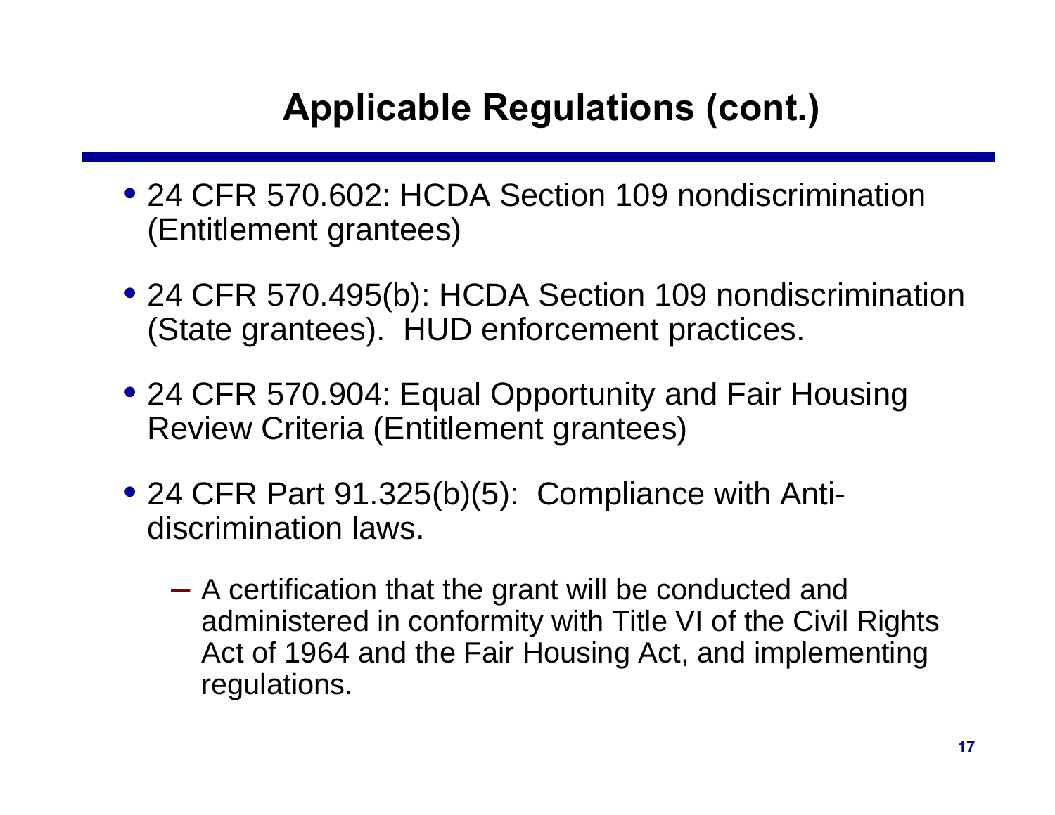# Applicable Regulations (cont.)

- 24 CFR 570.602: HCDA Section 109 nondiscrimination (Entitlement grantees)
- 24 CFR 570.495(b): HCDA Section 109 nondiscrimination (State grantees). HUD enforcement practices.
- 24 CFR 570.904: Equal Opportunity and Fair Housing Review Criteria (Entitlement grantees)
- 24 CFR Part 91.325(b)(5): Compliance with Anti-discrimination laws.
  - A certification that the grant will be conducted and administered in conformity with Title VI of the Civil Rights Act of 1964 and the Fair Housing Act, and implementing regulations.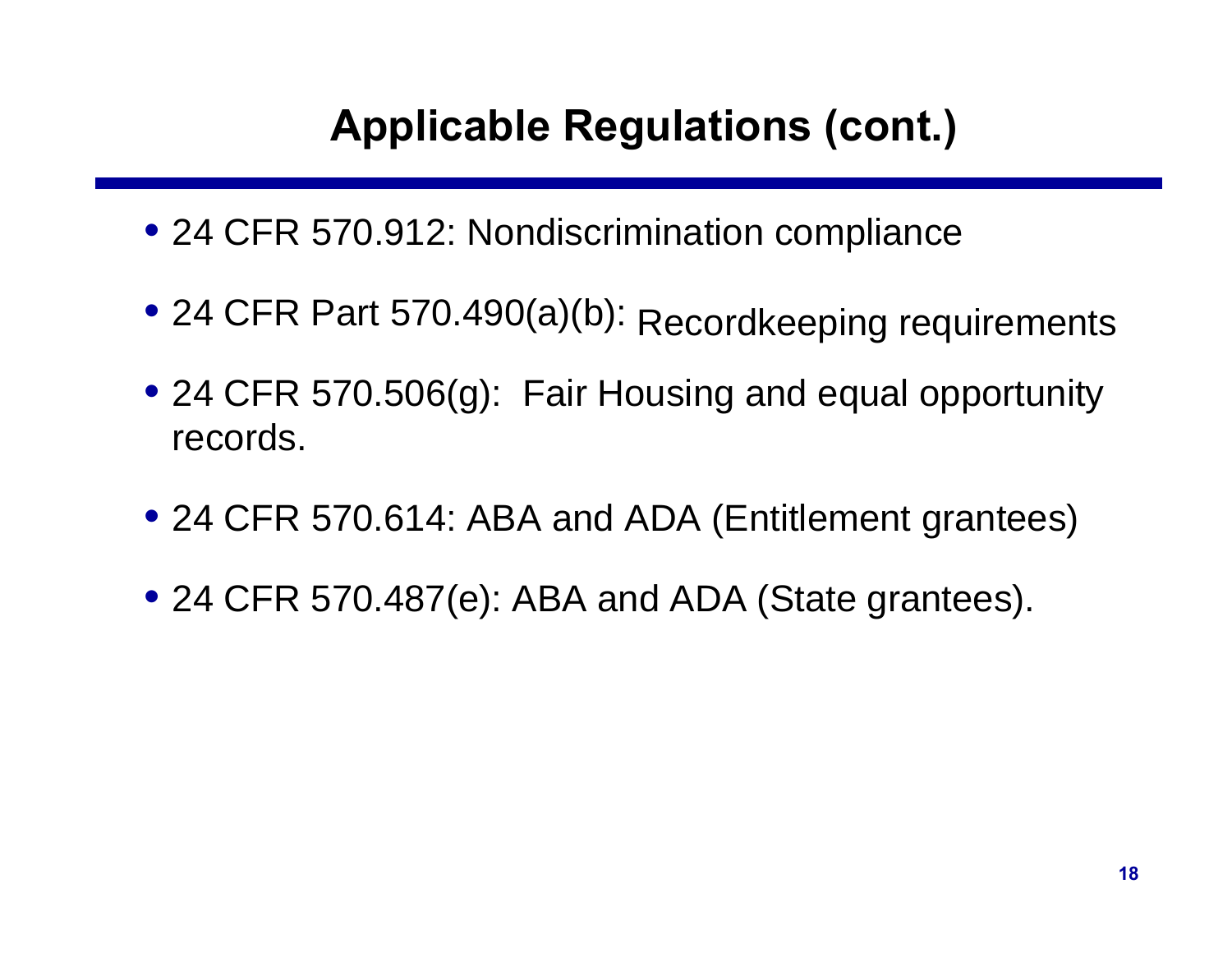# Applicable Regulations (cont.)

- 24 CFR 570.912: Nondiscrimination compliance
- 24 CFR Part 570.490(a)(b): Recordkeeping requirements
- 24 CFR 570.506(g): Fair Housing and equal opportunity records.
- 24 CFR 570.614: ABA and ADA (Entitlement grantees)
- 24 CFR 570.487(e): ABA and ADA (State grantees).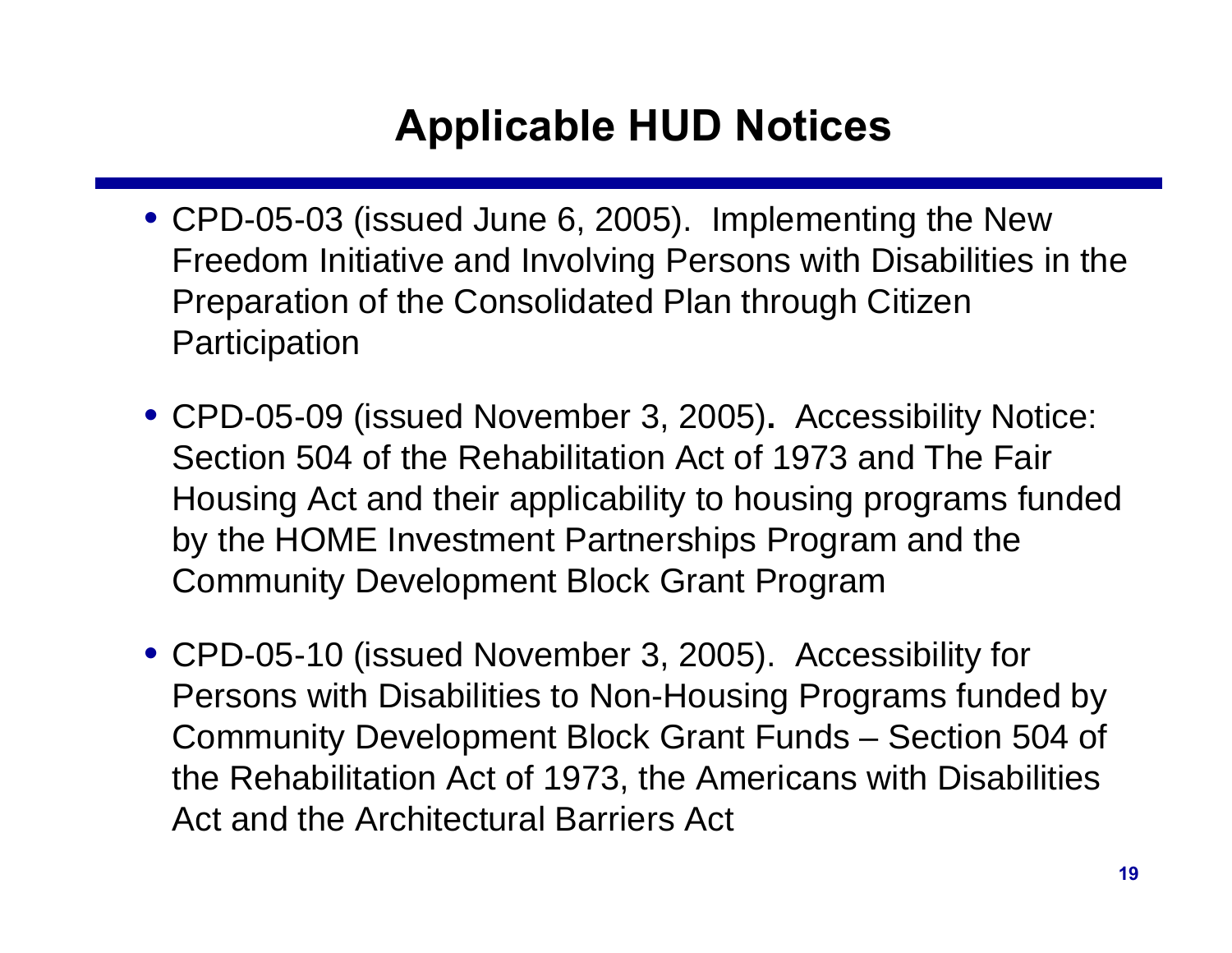# Applicable HUD Notices

- CPD-05-03 (issued June 6, 2005). Implementing the New Freedom Initiative and Involving Persons with Disabilities in the Preparation of the Consolidated Plan through Citizen Participation
- CPD-05-09 (issued November 3, 2005). Accessibility Notice: Section 504 of the Rehabilitation Act of 1973 and The Fair Housing Act and their applicability to housing programs funded by the HOME Investment Partnerships Program and the Community Development Block Grant Program
- CPD-05-10 (issued November 3, 2005). Accessibility for Persons with Disabilities to Non-Housing Programs funded by Community Development Block Grant Funds – Section 504 of the Rehabilitation Act of 1973, the Americans with Disabilities Act and the Architectural Barriers Act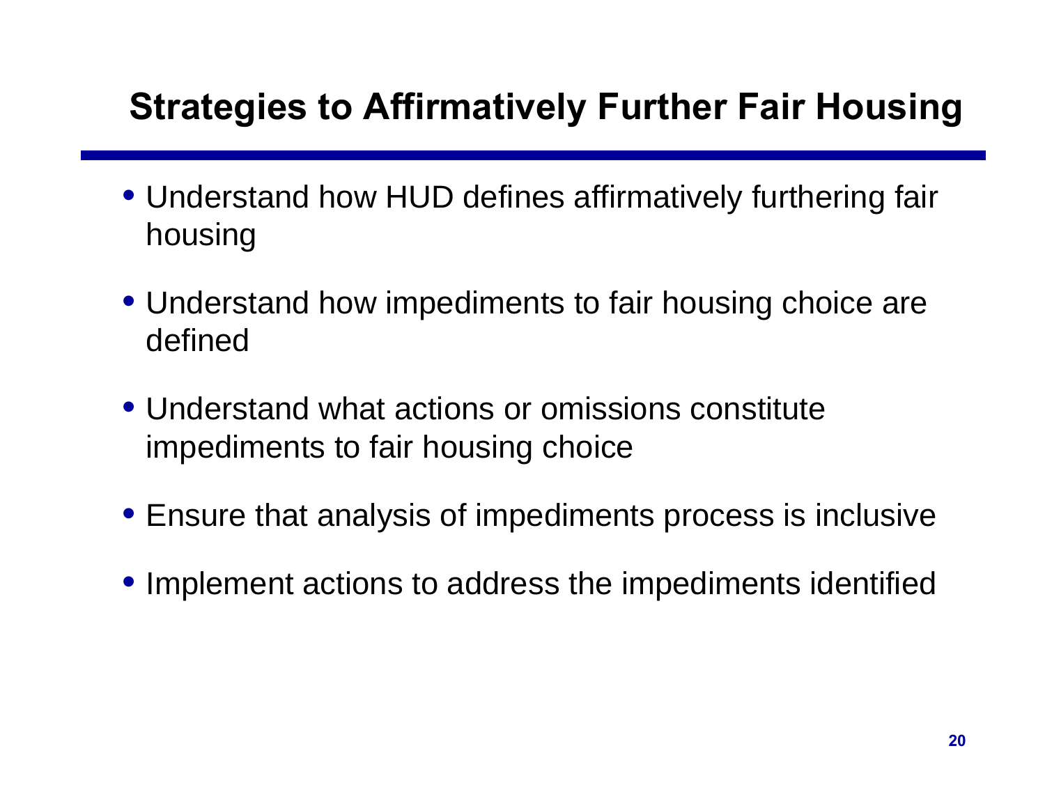## Strategies to Affirmatively Further Fair Housing

- Understand how HUD defines affirmatively furthering fair housing
- Understand how impediments to fair housing choice are defined
- Understand what actions or omissions constitute impediments to fair housing choice
- Ensure that analysis of impediments process is inclusive
- Implement actions to address the impediments identified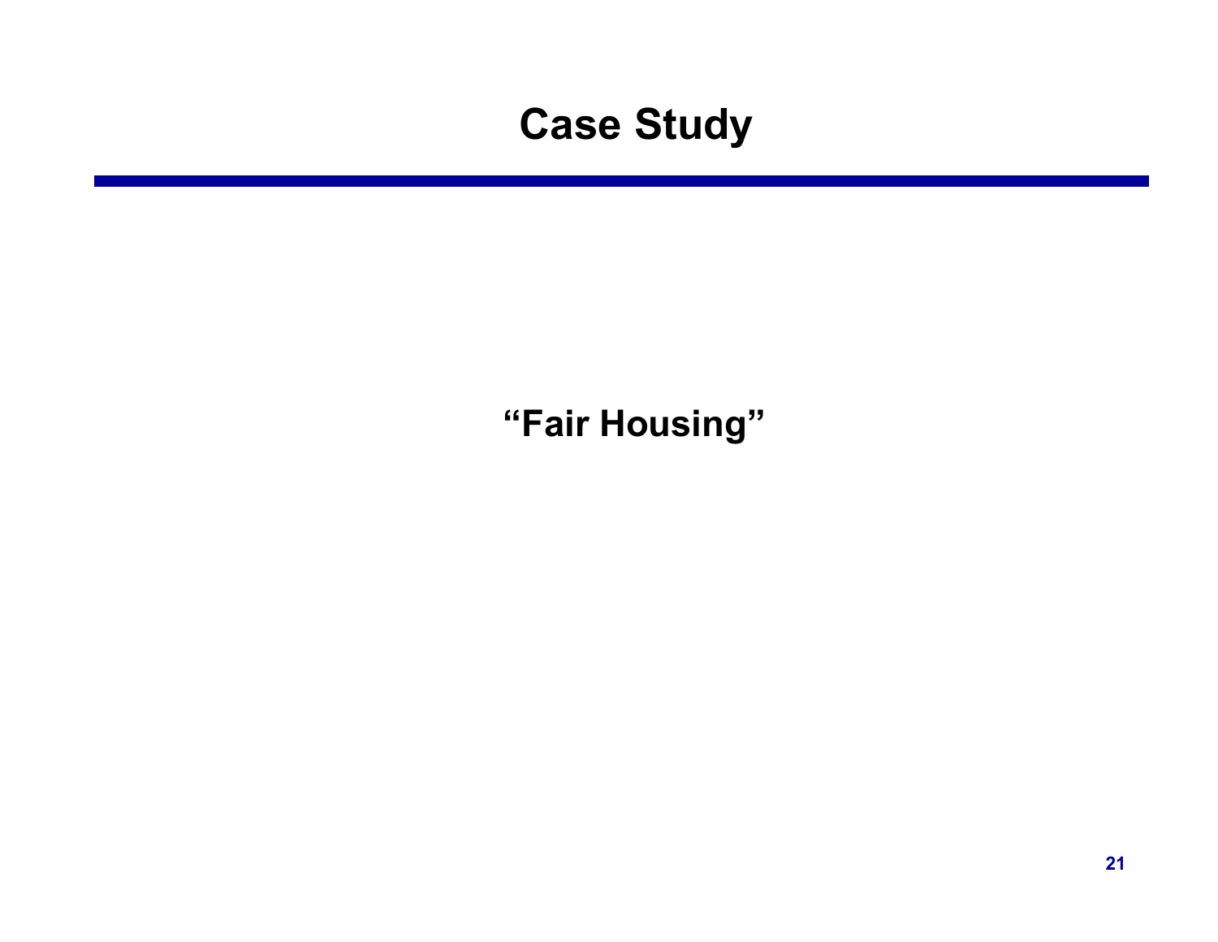# Case Study

**“Fair Housing”**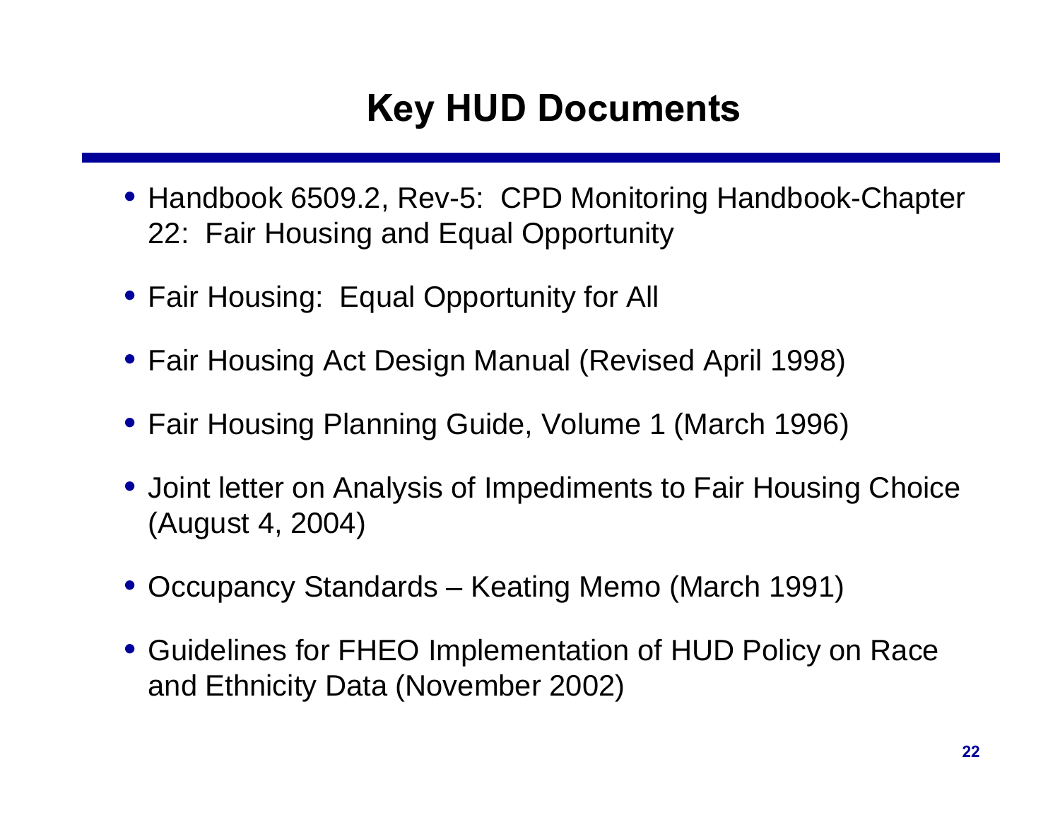# Key HUD Documents

- Handbook 6509.2, Rev-5: CPD Monitoring Handbook-Chapter 22: Fair Housing and Equal Opportunity
- Fair Housing: Equal Opportunity for All
- Fair Housing Act Design Manual (Revised April 1998)
- Fair Housing Planning Guide, Volume 1 (March 1996)
- Joint letter on Analysis of Impediments to Fair Housing Choice (August 4, 2004)
- Occupancy Standards – Keating Memo (March 1991)
- Guidelines for FHEO Implementation of HUD Policy on Race and Ethnicity Data (November 2002)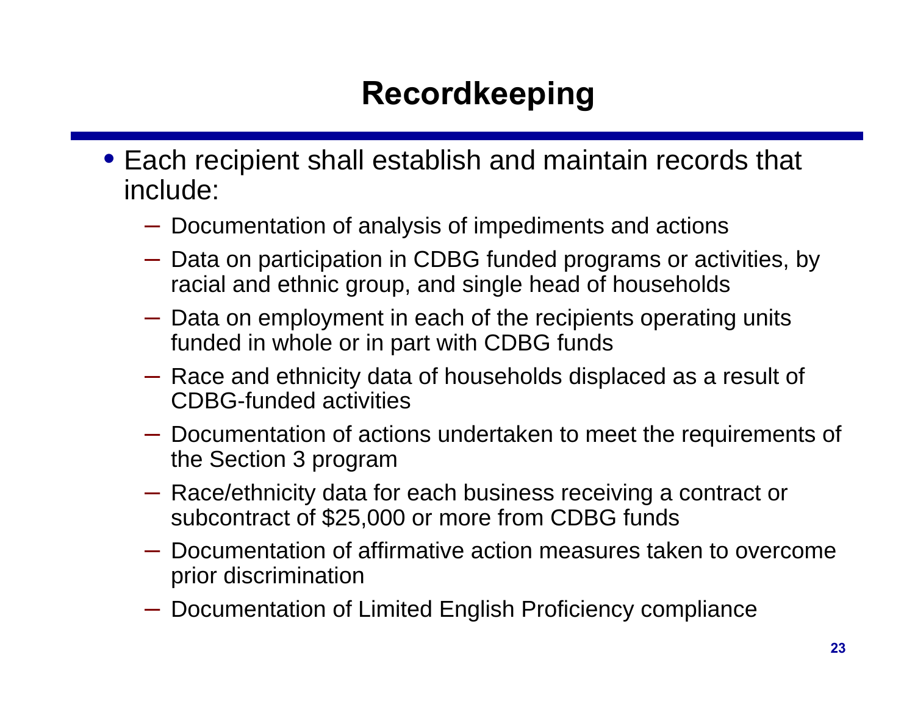# Recordkeeping

- Each recipient shall establish and maintain records that include:
  - Documentation of analysis of impediments and actions
  - Data on participation in CDBG funded programs or activities, by racial and ethnic group, and single head of households
  - Data on employment in each of the recipients operating units funded in whole or in part with CDBG funds
  - Race and ethnicity data of households displaced as a result of CDBG-funded activities
  - Documentation of actions undertaken to meet the requirements of the Section 3 program
  - Race/ethnicity data for each business receiving a contract or subcontract of $25,000 or more from CDBG funds
  - Documentation of affirmative action measures taken to overcome prior discrimination
  - Documentation of Limited English Proficiency compliance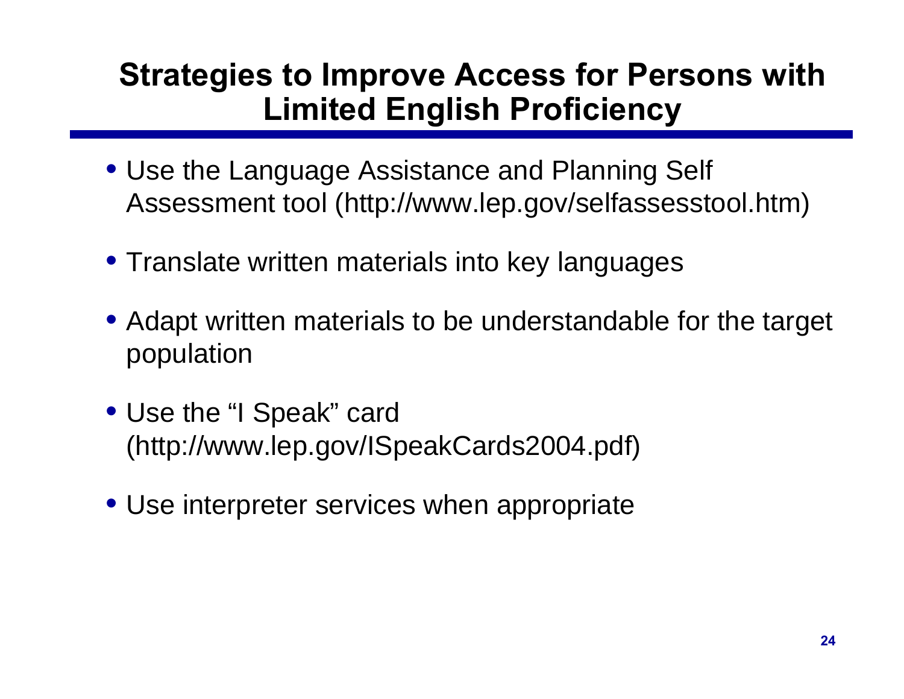# Strategies to Improve Access for Persons with Limited English Proficiency

- Use the Language Assistance and Planning Self Assessment tool (http://www.lep.gov/selfassesstool.htm)
- Translate written materials into key languages
- Adapt written materials to be understandable for the target population
- Use the "I Speak" card (http://www.lep.gov/ISpeakCards2004.pdf)
- Use interpreter services when appropriate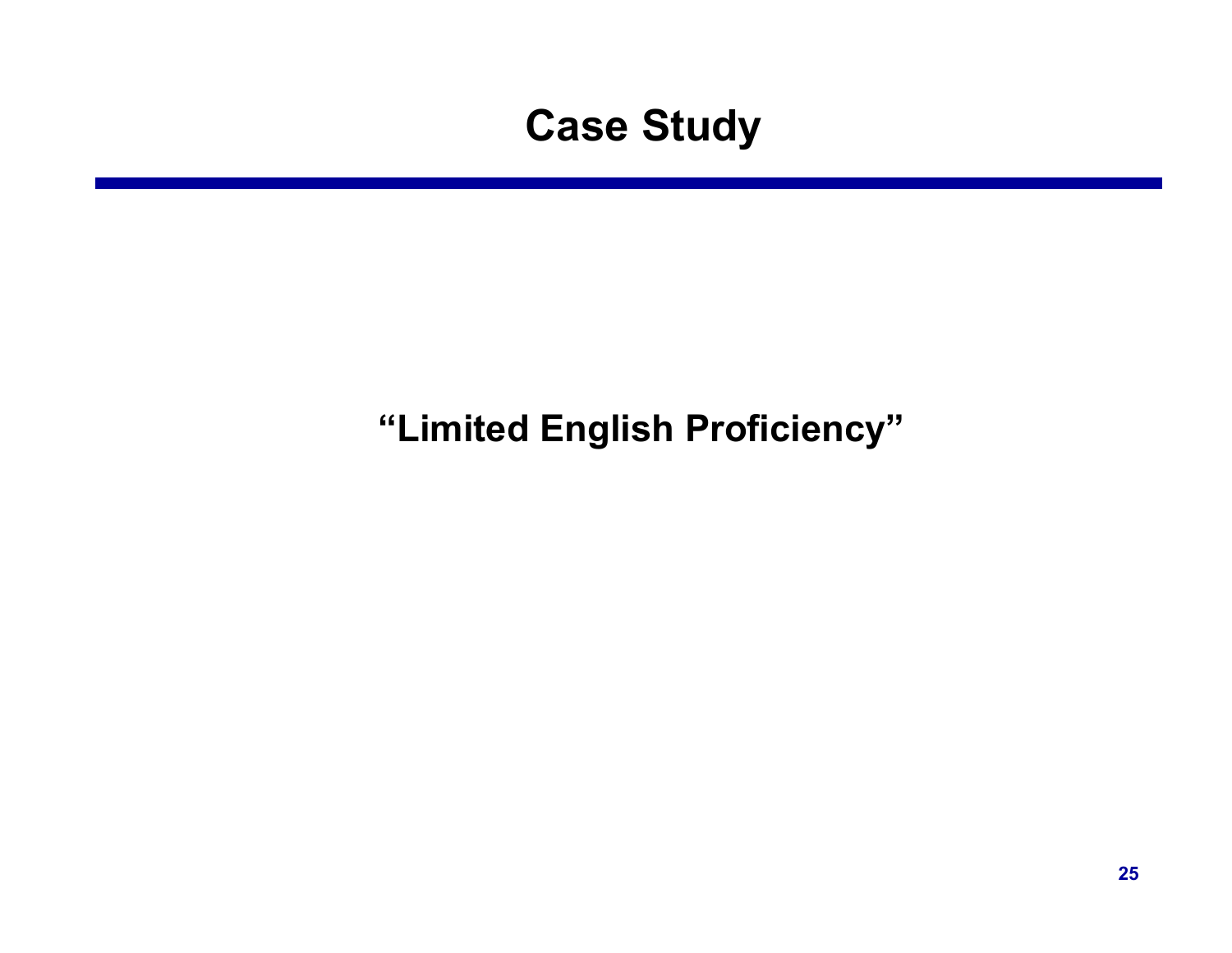# Case Study

**"Limited English Proficiency"**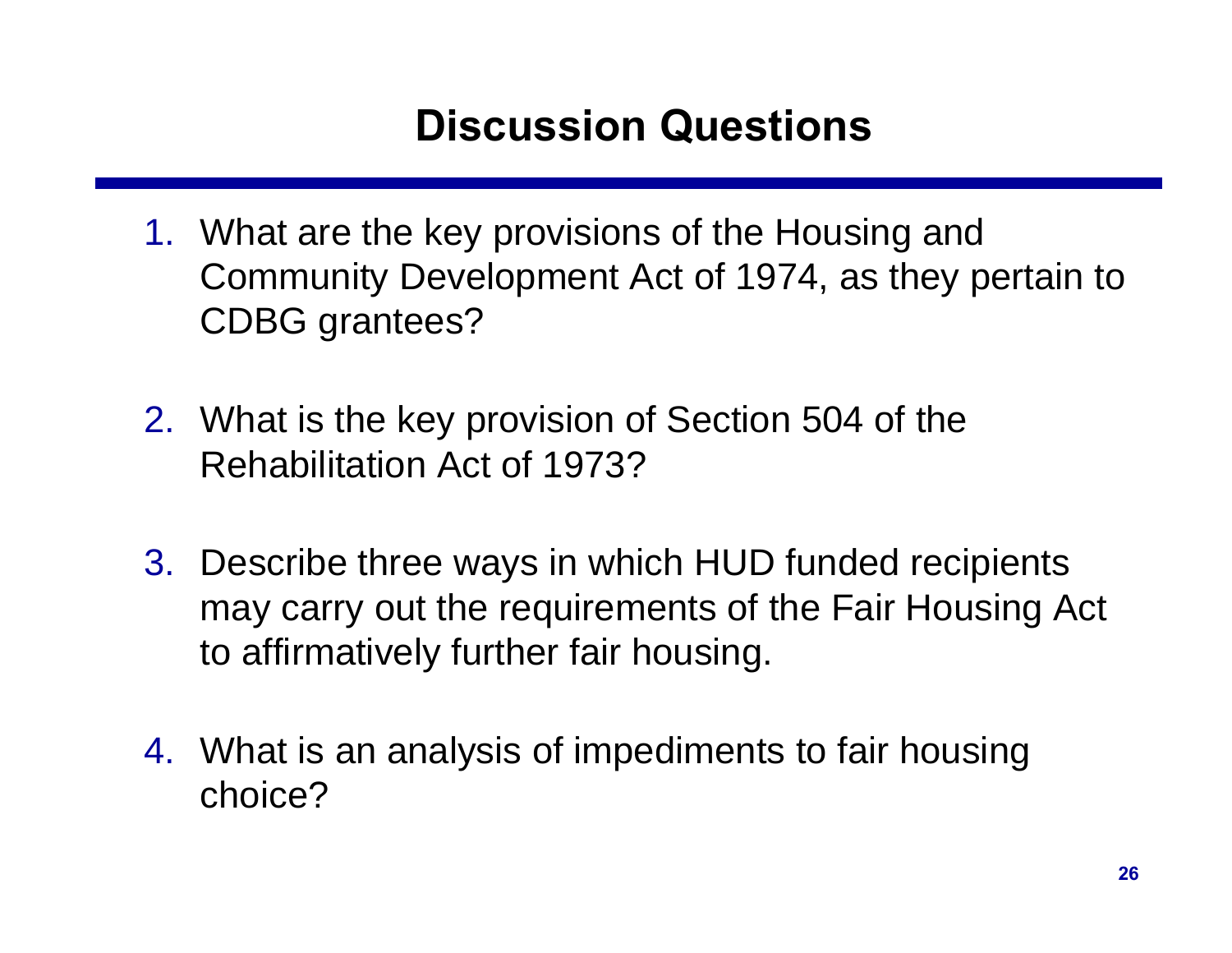# Discussion Questions

1. What are the key provisions of the Housing and Community Development Act of 1974, as they pertain to CDBG grantees?

2. What is the key provision of Section 504 of the Rehabilitation Act of 1973?

3. Describe three ways in which HUD funded recipients may carry out the requirements of the Fair Housing Act to affirmatively further fair housing.

4. What is an analysis of impediments to fair housing choice?